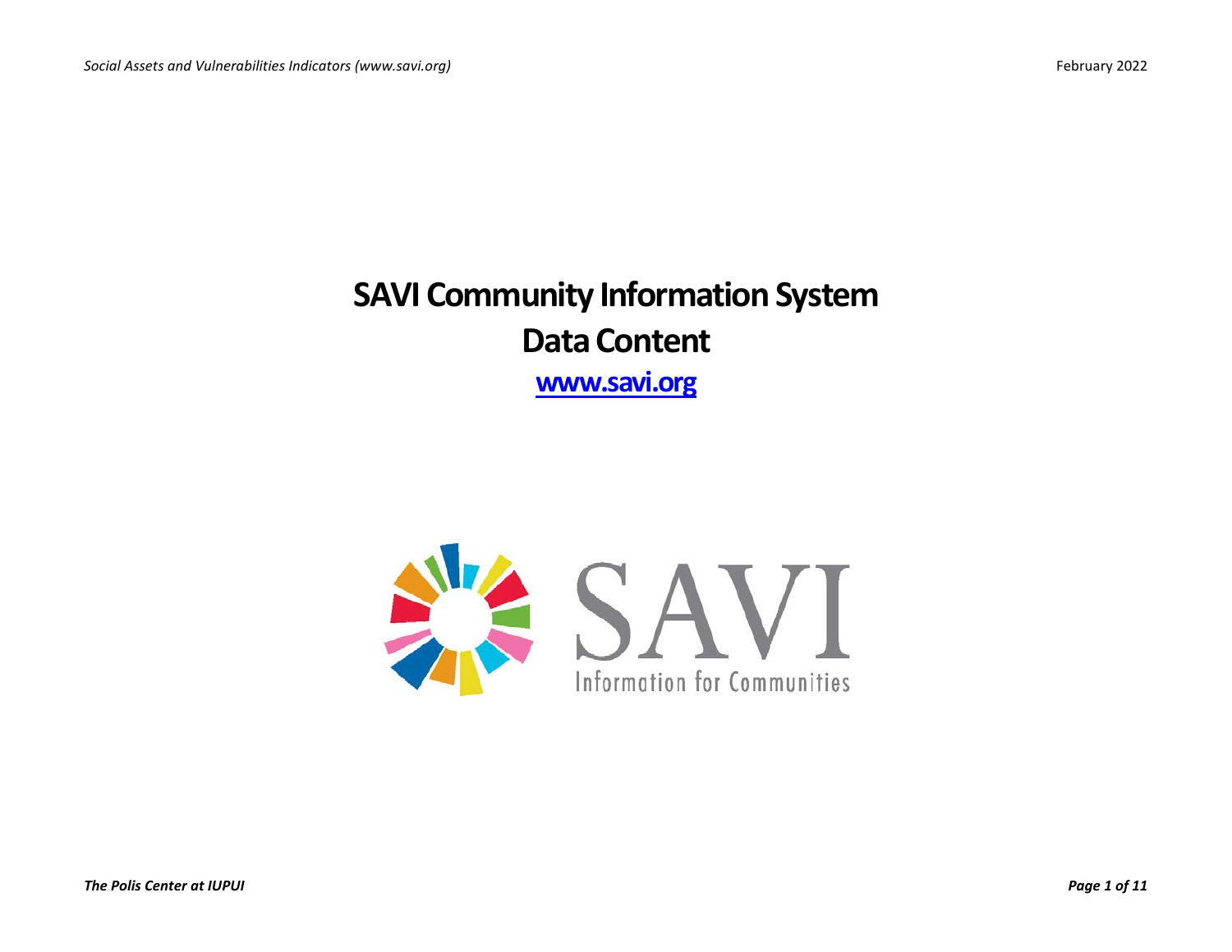# SAVI Community Information System

# Data Content

[www.savi.org](http://www.savi.org)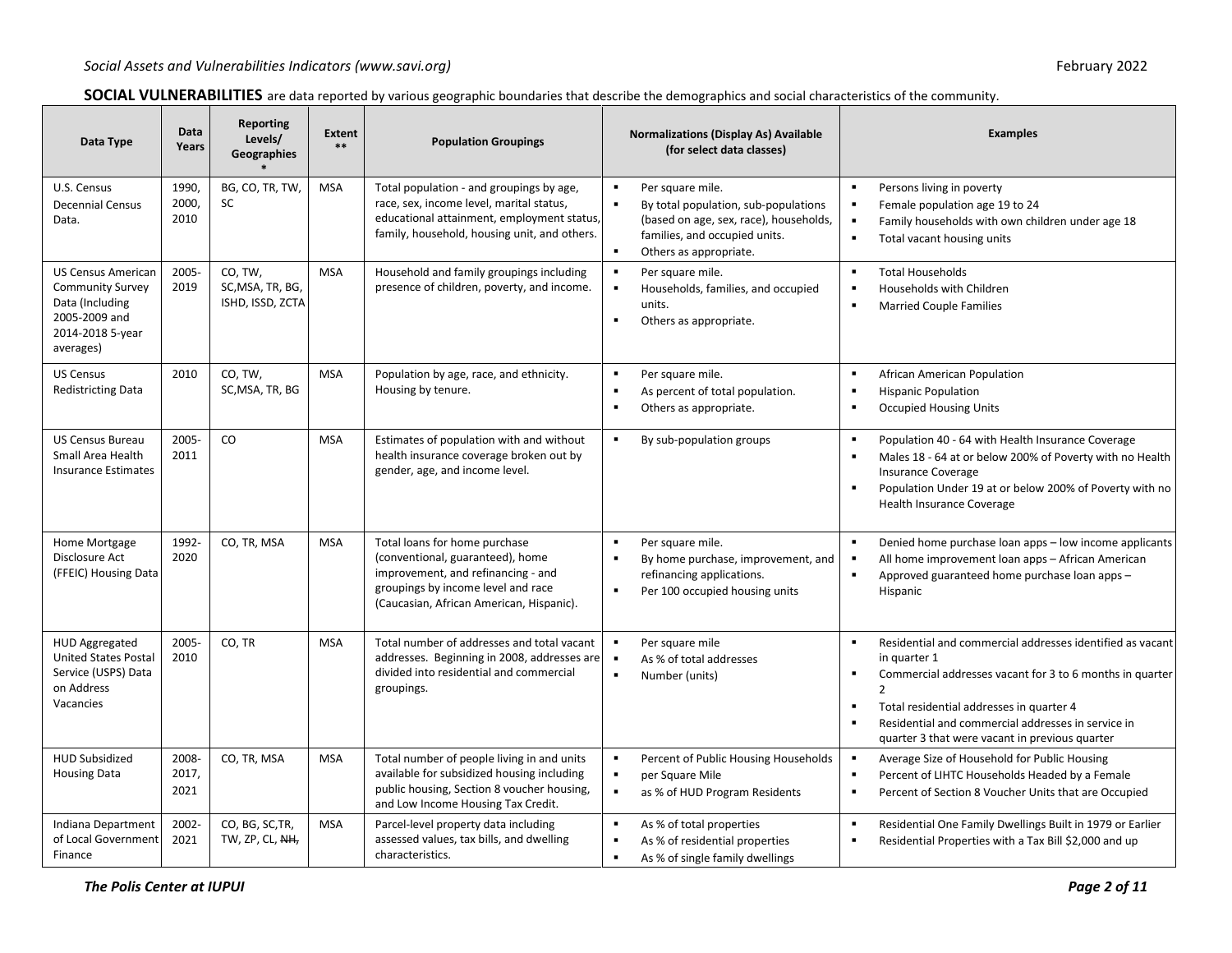**SOCIAL VULNERABILITIES** are data reported by various geographic boundaries that describe the demographics and social characteristics of the community.

| Data Type | Data Years | Reporting Levels/ Geographies * | Extent ** | Population Groupings | Normalizations (Display As) Available (for select data classes) | Examples |
|---|---|---|---|---|---|---|
| U.S. Census Decennial Census Data. | 1990, 2000, 2010 | BG, CO, TR, TW, SC | MSA | Total population - and groupings by age, race, sex, income level, marital status, educational attainment, employment status, family, household, housing unit, and others. | ▪ Per square mile.<br>▪ By total population, sub-populations (based on age, sex, race), households, families, and occupied units.<br>▪ Others as appropriate. | ▪ Persons living in poverty<br>▪ Female population age 19 to 24<br>▪ Family households with own children under age 18<br>▪ Total vacant housing units |
| US Census American Community Survey Data (Including 2005-2009 and 2014-2018 5-year averages) | 2005-2019 | CO, TW, SC,MSA, TR, BG, ISHD, ISSD, ZCTA | MSA | Household and family groupings including presence of children, poverty, and income. | ▪ Per square mile.<br>▪ Households, families, and occupied units.<br>▪ Others as appropriate. | ▪ Total Households<br>▪ Households with Children<br>▪ Married Couple Families |
| US Census Redistricting Data | 2010 | CO, TW, SC,MSA, TR, BG | MSA | Population by age, race, and ethnicity. Housing by tenure. | ▪ Per square mile.<br>▪ As percent of total population.<br>▪ Others as appropriate. | ▪ African American Population<br>▪ Hispanic Population<br>▪ Occupied Housing Units |
| US Census Bureau Small Area Health Insurance Estimates | 2005-2011 | CO | MSA | Estimates of population with and without health insurance coverage broken out by gender, age, and income level. | ▪ By sub-population groups | ▪ Population 40 - 64 with Health Insurance Coverage<br>▪ Males 18 - 64 at or below 200% of Poverty with no Health Insurance Coverage<br>▪ Population Under 19 at or below 200% of Poverty with no Health Insurance Coverage |
| Home Mortgage Disclosure Act (FFEIC) Housing Data | 1992-2020 | CO, TR, MSA | MSA | Total loans for home purchase (conventional, guaranteed), home improvement, and refinancing - and groupings by income level and race (Caucasian, African American, Hispanic). | ▪ Per square mile.<br>▪ By home purchase, improvement, and refinancing applications.<br>▪ Per 100 occupied housing units | ▪ Denied home purchase loan apps – low income applicants<br>▪ All home improvement loan apps – African American<br>▪ Approved guaranteed home purchase loan apps – Hispanic |
| HUD Aggregated United States Postal Service (USPS) Data on Address Vacancies | 2005-2010 | CO, TR | MSA | Total number of addresses and total vacant addresses. Beginning in 2008, addresses are divided into residential and commercial groupings. | ▪ Per square mile<br>▪ As % of total addresses<br>▪ Number (units) | ▪ Residential and commercial addresses identified as vacant in quarter 1<br>▪ Commercial addresses vacant for 3 to 6 months in quarter 2<br>▪ Total residential addresses in quarter 4<br>▪ Residential and commercial addresses in service in quarter 3 that were vacant in previous quarter |
| HUD Subsidized Housing Data | 2008-2017, 2021 | CO, TR, MSA | MSA | Total number of people living in and units available for subsidized housing including public housing, Section 8 voucher housing, and Low Income Housing Tax Credit. | ▪ Percent of Public Housing Households<br>▪ per Square Mile<br>▪ as % of HUD Program Residents | ▪ Average Size of Household for Public Housing<br>▪ Percent of LIHTC Households Headed by a Female<br>▪ Percent of Section 8 Voucher Units that are Occupied |
| Indiana Department of Local Government Finance | 2002-2021 | CO, BG, SC,TR, TW, ZP, CL, ~~NH,~~ | MSA | Parcel-level property data including assessed values, tax bills, and dwelling characteristics. | ▪ As % of total properties<br>▪ As % of residential properties<br>▪ As % of single family dwellings | ▪ Residential One Family Dwellings Built in 1979 or Earlier<br>▪ Residential Properties with a Tax Bill $2,000 and up |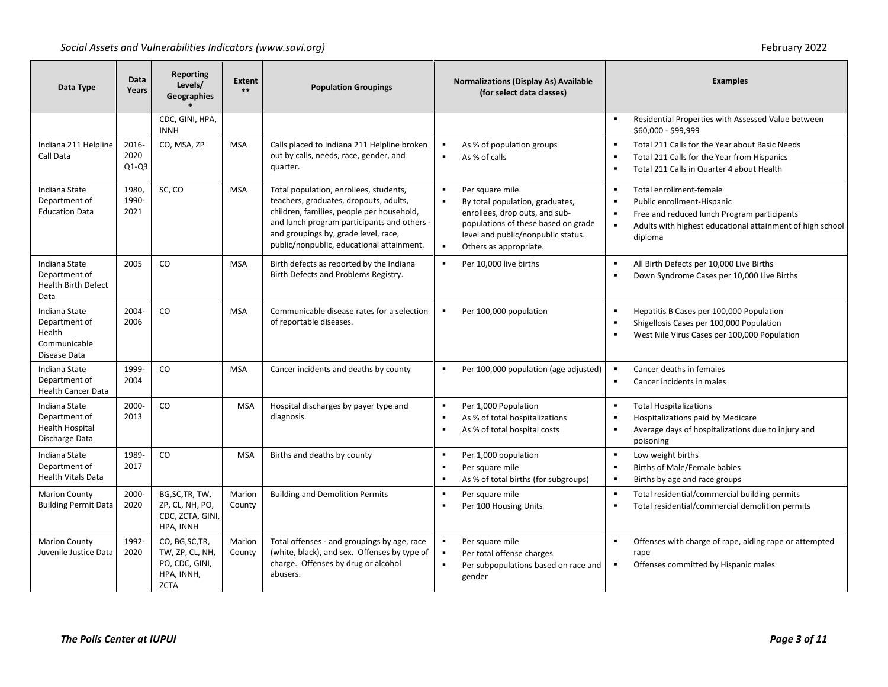| Data Type | Data Years | Reporting Levels/ Geographies * | Extent ** | Population Groupings | Normalizations (Display As) Available (for select data classes) | Examples |
|---|---|---|---|---|---|---|
| | | CDC, GINI, HPA, INNH | | | | ▪ Residential Properties with Assessed Value between $60,000 - $99,999 |
| Indiana 211 Helpline Call Data | 2016-2020 Q1-Q3 | CO, MSA, ZP | MSA | Calls placed to Indiana 211 Helpline broken out by calls, needs, race, gender, and quarter. | ▪ As % of population groups<br>▪ As % of calls | ▪ Total 211 Calls for the Year about Basic Needs<br>▪ Total 211 Calls for the Year from Hispanics<br>▪ Total 211 Calls in Quarter 4 about Health |
| Indiana State Department of Education Data | 1980, 1990-2021 | SC, CO | MSA | Total population, enrollees, students, teachers, graduates, dropouts, adults, children, families, people per household, and lunch program participants and others - and groupings by, grade level, race, public/nonpublic, educational attainment. | ▪ Per square mile.<br>▪ By total population, graduates, enrollees, drop outs, and sub-populations of these based on grade level and public/nonpublic status.<br>▪ Others as appropriate. | ▪ Total enrollment-female<br>▪ Public enrollment-Hispanic<br>▪ Free and reduced lunch Program participants<br>▪ Adults with highest educational attainment of high school diploma |
| Indiana State Department of Health Birth Defect Data | 2005 | CO | MSA | Birth defects as reported by the Indiana Birth Defects and Problems Registry. | ▪ Per 10,000 live births | ▪ All Birth Defects per 10,000 Live Births<br>▪ Down Syndrome Cases per 10,000 Live Births |
| Indiana State Department of Health Communicable Disease Data | 2004-2006 | CO | MSA | Communicable disease rates for a selection of reportable diseases. | ▪ Per 100,000 population | ▪ Hepatitis B Cases per 100,000 Population<br>▪ Shigellosis Cases per 100,000 Population<br>▪ West Nile Virus Cases per 100,000 Population |
| Indiana State Department of Health Cancer Data | 1999-2004 | CO | MSA | Cancer incidents and deaths by county | ▪ Per 100,000 population (age adjusted) | ▪ Cancer deaths in females<br>▪ Cancer incidents in males |
| Indiana State Department of Health Hospital Discharge Data | 2000-2013 | CO | MSA | Hospital discharges by payer type and diagnosis. | ▪ Per 1,000 Population<br>▪ As % of total hospitalizations<br>▪ As % of total hospital costs | ▪ Total Hospitalizations<br>▪ Hospitalizations paid by Medicare<br>▪ Average days of hospitalizations due to injury and poisoning |
| Indiana State Department of Health Vitals Data | 1989-2017 | CO | MSA | Births and deaths by county | ▪ Per 1,000 population<br>▪ Per square mile<br>▪ As % of total births (for subgroups) | ▪ Low weight births<br>▪ Births of Male/Female babies<br>▪ Births by age and race groups |
| Marion County Building Permit Data | 2000-2020 | BG,SC,TR, TW, ZP, CL, NH, PO, CDC, ZCTA, GINI, HPA, INNH | Marion County | Building and Demolition Permits | ▪ Per square mile<br>▪ Per 100 Housing Units | ▪ Total residential/commercial building permits<br>▪ Total residential/commercial demolition permits |
| Marion County Juvenile Justice Data | 1992-2020 | CO, BG,SC,TR, TW, ZP, CL, NH, PO, CDC, GINI, HPA, INNH, ZCTA | Marion County | Total offenses - and groupings by age, race (white, black), and sex. Offenses by type of charge. Offenses by drug or alcohol abusers. | ▪ Per square mile<br>▪ Per total offense charges<br>▪ Per subpopulations based on race and gender | ▪ Offenses with charge of rape, aiding rape or attempted rape<br>▪ Offenses committed by Hispanic males |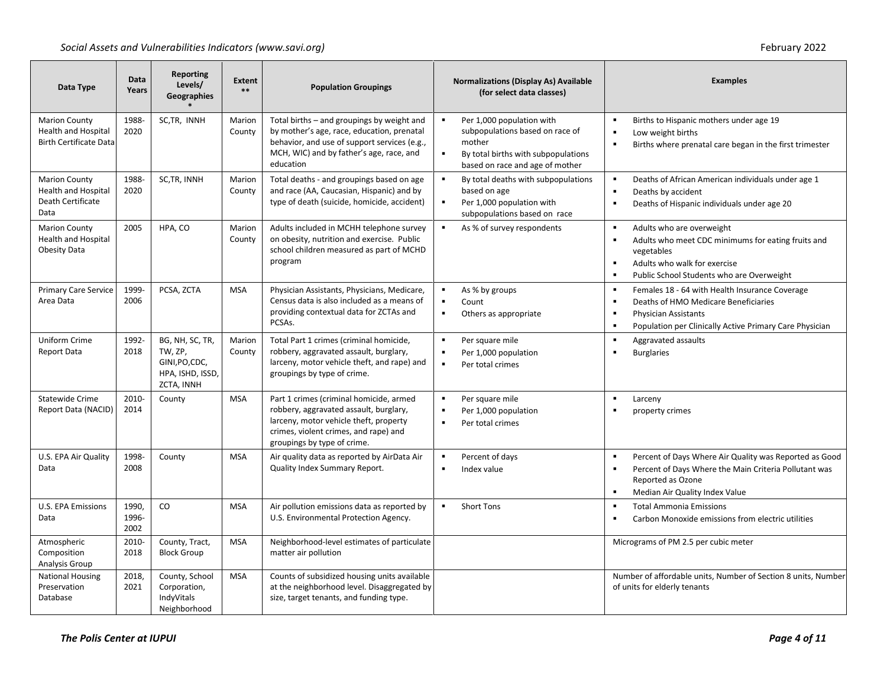| Data Type | Data Years | Reporting Levels/ Geographies * | Extent ** | Population Groupings | Normalizations (Display As) Available (for select data classes) | Examples |
|---|---|---|---|---|---|---|
| Marion County Health and Hospital Birth Certificate Data | 1988-2020 | SC,TR, INNH | Marion County | Total births – and groupings by weight and by mother's age, race, education, prenatal behavior, and use of support services (e.g., MCH, WIC) and by father's age, race, and education | ▪ Per 1,000 population with subpopulations based on race of mother<br>▪ By total births with subpopulations based on race and age of mother | ▪ Births to Hispanic mothers under age 19<br>▪ Low weight births<br>▪ Births where prenatal care began in the first trimester |
| Marion County Health and Hospital Death Certificate Data | 1988-2020 | SC,TR, INNH | Marion County | Total deaths - and groupings based on age and race (AA, Caucasian, Hispanic) and by type of death (suicide, homicide, accident) | ▪ By total deaths with subpopulations based on age<br>▪ Per 1,000 population with subpopulations based on race | ▪ Deaths of African American individuals under age 1<br>▪ Deaths by accident<br>▪ Deaths of Hispanic individuals under age 20 |
| Marion County Health and Hospital Obesity Data | 2005 | HPA, CO | Marion County | Adults included in MCHH telephone survey on obesity, nutrition and exercise. Public school children measured as part of MCHD program | ▪ As % of survey respondents | ▪ Adults who are overweight<br>▪ Adults who meet CDC minimums for eating fruits and vegetables<br>▪ Adults who walk for exercise<br>▪ Public School Students who are Overweight |
| Primary Care Service Area Data | 1999-2006 | PCSA, ZCTA | MSA | Physician Assistants, Physicians, Medicare, Census data is also included as a means of providing contextual data for ZCTAs and PCSAs. | ▪ As % by groups<br>▪ Count<br>▪ Others as appropriate | ▪ Females 18 - 64 with Health Insurance Coverage<br>▪ Deaths of HMO Medicare Beneficiaries<br>▪ Physician Assistants<br>▪ Population per Clinically Active Primary Care Physician |
| Uniform Crime Report Data | 1992-2018 | BG, NH, SC, TR, TW, ZP, GINI,PO,CDC, HPA, ISHD, ISSD, ZCTA, INNH | Marion County | Total Part 1 crimes (criminal homicide, robbery, aggravated assault, burglary, larceny, motor vehicle theft, and rape) and groupings by type of crime. | ▪ Per square mile<br>▪ Per 1,000 population<br>▪ Per total crimes | ▪ Aggravated assaults<br>▪ Burglaries |
| Statewide Crime Report Data (NACID) | 2010-2014 | County | MSA | Part 1 crimes (criminal homicide, armed robbery, aggravated assault, burglary, larceny, motor vehicle theft, property crimes, violent crimes, and rape) and groupings by type of crime. | ▪ Per square mile<br>▪ Per 1,000 population<br>▪ Per total crimes | ▪ Larceny<br>▪ property crimes |
| U.S. EPA Air Quality Data | 1998-2008 | County | MSA | Air quality data as reported by AirData Air Quality Index Summary Report. | ▪ Percent of days<br>▪ Index value | ▪ Percent of Days Where Air Quality was Reported as Good<br>▪ Percent of Days Where the Main Criteria Pollutant was Reported as Ozone<br>▪ Median Air Quality Index Value |
| U.S. EPA Emissions Data | 1990, 1996-2002 | CO | MSA | Air pollution emissions data as reported by U.S. Environmental Protection Agency. | ▪ Short Tons | ▪ Total Ammonia Emissions<br>▪ Carbon Monoxide emissions from electric utilities |
| Atmospheric Composition Analysis Group | 2010-2018 | County, Tract, Block Group | MSA | Neighborhood-level estimates of particulate matter air pollution | | Micrograms of PM 2.5 per cubic meter |
| National Housing Preservation Database | 2018, 2021 | County, School Corporation, IndyVitals Neighborhood | MSA | Counts of subsidized housing units available at the neighborhood level. Disaggregated by size, target tenants, and funding type. | | Number of affordable units, Number of Section 8 units, Number of units for elderly tenants |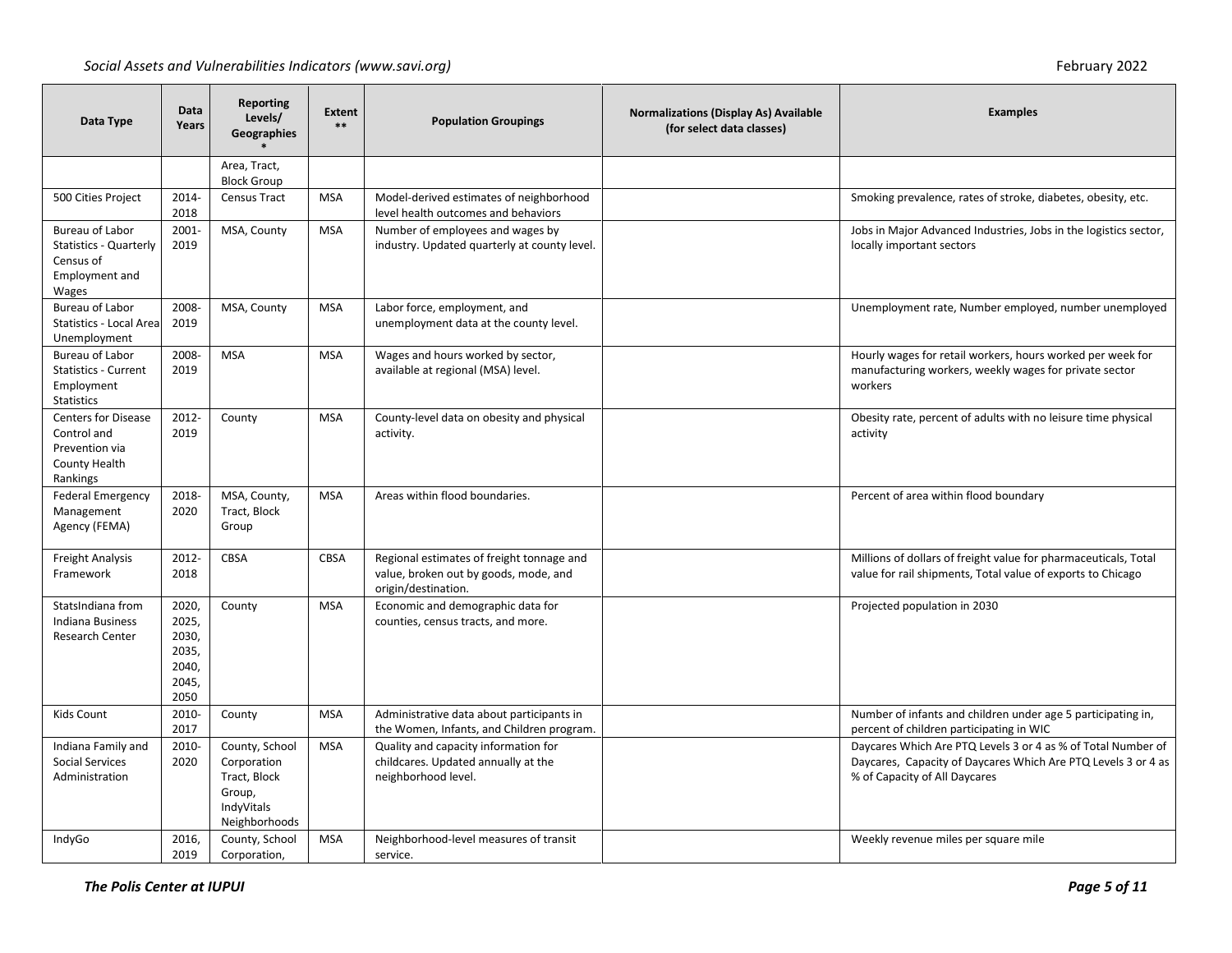| Data Type | Data Years | Reporting Levels/ Geographies * | Extent ** | Population Groupings | Normalizations (Display As) Available (for select data classes) | Examples |
|---|---|---|---|---|---|---|
| | | Area, Tract, Block Group | | | | |
| 500 Cities Project | 2014-2018 | Census Tract | MSA | Model-derived estimates of neighborhood level health outcomes and behaviors | | Smoking prevalence, rates of stroke, diabetes, obesity, etc. |
| Bureau of Labor Statistics - Quarterly Census of Employment and Wages | 2001-2019 | MSA, County | MSA | Number of employees and wages by industry. Updated quarterly at county level. | | Jobs in Major Advanced Industries, Jobs in the logistics sector, locally important sectors |
| Bureau of Labor Statistics - Local Area Unemployment | 2008-2019 | MSA, County | MSA | Labor force, employment, and unemployment data at the county level. | | Unemployment rate, Number employed, number unemployed |
| Bureau of Labor Statistics - Current Employment Statistics | 2008-2019 | MSA | MSA | Wages and hours worked by sector, available at regional (MSA) level. | | Hourly wages for retail workers, hours worked per week for manufacturing workers, weekly wages for private sector workers |
| Centers for Disease Control and Prevention via County Health Rankings | 2012-2019 | County | MSA | County-level data on obesity and physical activity. | | Obesity rate, percent of adults with no leisure time physical activity |
| Federal Emergency Management Agency (FEMA) | 2018-2020 | MSA, County, Tract, Block Group | MSA | Areas within flood boundaries. | | Percent of area within flood boundary |
| Freight Analysis Framework | 2012-2018 | CBSA | CBSA | Regional estimates of freight tonnage and value, broken out by goods, mode, and origin/destination. | | Millions of dollars of freight value for pharmaceuticals, Total value for rail shipments, Total value of exports to Chicago |
| StatsIndiana from Indiana Business Research Center | 2020, 2025, 2030, 2035, 2040, 2045, 2050 | County | MSA | Economic and demographic data for counties, census tracts, and more. | | Projected population in 2030 |
| Kids Count | 2010-2017 | County | MSA | Administrative data about participants in the Women, Infants, and Children program. | | Number of infants and children under age 5 participating in, percent of children participating in WIC |
| Indiana Family and Social Services Administration | 2010-2020 | County, School Corporation Tract, Block Group, IndyVitals Neighborhoods | MSA | Quality and capacity information for childcares. Updated annually at the neighborhood level. | | Daycares Which Are PTQ Levels 3 or 4 as % of Total Number of Daycares, Capacity of Daycares Which Are PTQ Levels 3 or 4 as % of Capacity of All Daycares |
| IndyGo | 2016, 2019 | County, School Corporation, | MSA | Neighborhood-level measures of transit service. | | Weekly revenue miles per square mile |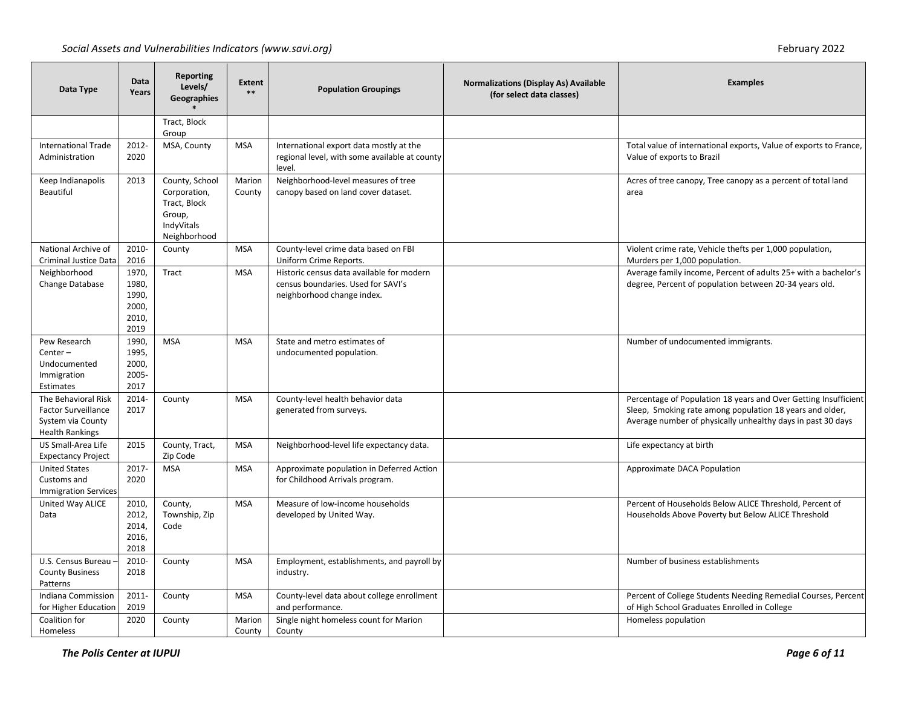| Data Type | Data Years | Reporting Levels/ Geographies * | Extent ** | Population Groupings | Normalizations (Display As) Available (for select data classes) | Examples |
|---|---|---|---|---|---|---|
| | | Tract, Block Group | | | | |
| International Trade Administration | 2012-2020 | MSA, County | MSA | International export data mostly at the regional level, with some available at county level. | | Total value of international exports, Value of exports to France, Value of exports to Brazil |
| Keep Indianapolis Beautiful | 2013 | County, School Corporation, Tract, Block Group, IndyVitals Neighborhood | Marion County | Neighborhood-level measures of tree canopy based on land cover dataset. | | Acres of tree canopy, Tree canopy as a percent of total land area |
| National Archive of Criminal Justice Data | 2010-2016 | County | MSA | County-level crime data based on FBI Uniform Crime Reports. | | Violent crime rate, Vehicle thefts per 1,000 population, Murders per 1,000 population. |
| Neighborhood Change Database | 1970, 1980, 1990, 2000, 2010, 2019 | Tract | MSA | Historic census data available for modern census boundaries. Used for SAVI's neighborhood change index. | | Average family income, Percent of adults 25+ with a bachelor's degree, Percent of population between 20-34 years old. |
| Pew Research Center – Undocumented Immigration Estimates | 1990, 1995, 2000, 2005-2017 | MSA | MSA | State and metro estimates of undocumented population. | | Number of undocumented immigrants. |
| The Behavioral Risk Factor Surveillance System via County Health Rankings | 2014-2017 | County | MSA | County-level health behavior data generated from surveys. | | Percentage of Population 18 years and Over Getting Insufficient Sleep, Smoking rate among population 18 years and older, Average number of physically unhealthy days in past 30 days |
| US Small-Area Life Expectancy Project | 2015 | County, Tract, Zip Code | MSA | Neighborhood-level life expectancy data. | | Life expectancy at birth |
| United States Customs and Immigration Services | 2017-2020 | MSA | MSA | Approximate population in Deferred Action for Childhood Arrivals program. | | Approximate DACA Population |
| United Way ALICE Data | 2010, 2012, 2014, 2016, 2018 | County, Township, Zip Code | MSA | Measure of low-income households developed by United Way. | | Percent of Households Below ALICE Threshold, Percent of Households Above Poverty but Below ALICE Threshold |
| U.S. Census Bureau – County Business Patterns | 2010-2018 | County | MSA | Employment, establishments, and payroll by industry. | | Number of business establishments |
| Indiana Commission for Higher Education | 2011-2019 | County | MSA | County-level data about college enrollment and performance. | | Percent of College Students Needing Remedial Courses, Percent of High School Graduates Enrolled in College |
| Coalition for Homeless | 2020 | County | Marion County | Single night homeless count for Marion County | | Homeless population |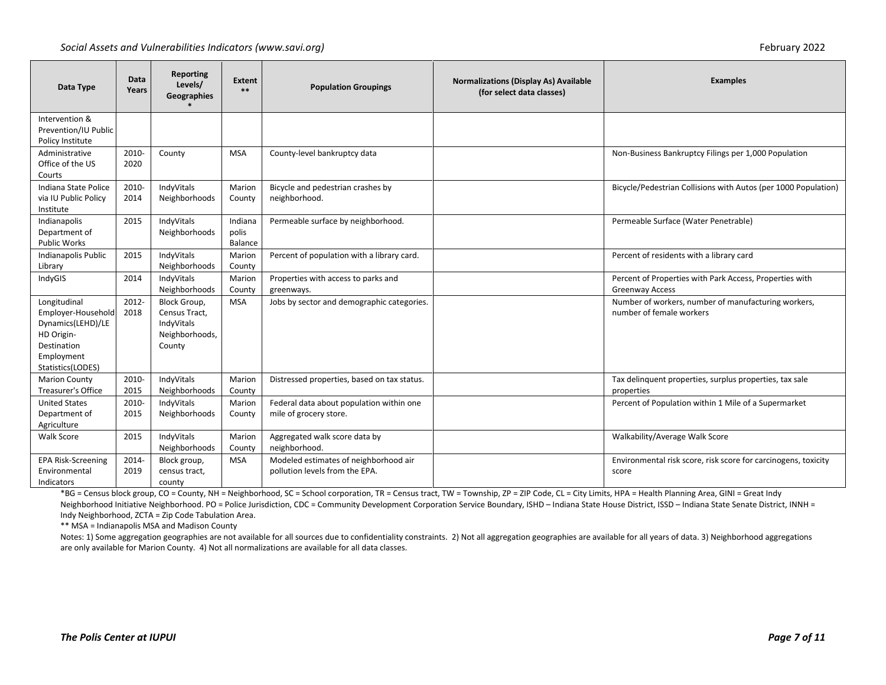| Data Type | Data Years | Reporting Levels/ Geographies * | Extent ** | Population Groupings | Normalizations (Display As) Available (for select data classes) | Examples |
|---|---|---|---|---|---|---|
| Intervention & Prevention/IU Public Policy Institute | | | | | | |
| Administrative Office of the US Courts | 2010-2020 | County | MSA | County-level bankruptcy data | | Non-Business Bankruptcy Filings per 1,000 Population |
| Indiana State Police via IU Public Policy Institute | 2010-2014 | IndyVitals Neighborhoods | Marion County | Bicycle and pedestrian crashes by neighborhood. | | Bicycle/Pedestrian Collisions with Autos (per 1000 Population) |
| Indianapolis Department of Public Works | 2015 | IndyVitals Neighborhoods | Indianapolis Balance | Permeable surface by neighborhood. | | Permeable Surface (Water Penetrable) |
| Indianapolis Public Library | 2015 | IndyVitals Neighborhoods | Marion County | Percent of population with a library card. | | Percent of residents with a library card |
| IndyGIS | 2014 | IndyVitals Neighborhoods | Marion County | Properties with access to parks and greenways. | | Percent of Properties with Park Access, Properties with Greenway Access |
| Longitudinal Employer-Household Dynamics(LEHD)/LEHD Origin-Destination Employment Statistics(LODES) | 2012-2018 | Block Group, Census Tract, IndyVitals Neighborhoods, County | MSA | Jobs by sector and demographic categories. | | Number of workers, number of manufacturing workers, number of female workers |
| Marion County Treasurer's Office | 2010-2015 | IndyVitals Neighborhoods | Marion County | Distressed properties, based on tax status. | | Tax delinquent properties, surplus properties, tax sale properties |
| United States Department of Agriculture | 2010-2015 | IndyVitals Neighborhoods | Marion County | Federal data about population within one mile of grocery store. | | Percent of Population within 1 Mile of a Supermarket |
| Walk Score | 2015 | IndyVitals Neighborhoods | Marion County | Aggregated walk score data by neighborhood. | | Walkability/Average Walk Score |
| EPA Risk-Screening Environmental Indicators | 2014-2019 | Block group, census tract, county | MSA | Modeled estimates of neighborhood air pollution levels from the EPA. | | Environmental risk score, risk score for carcinogens, toxicity score |

*BG = Census block group, CO = County, NH = Neighborhood, SC = School corporation, TR = Census tract, TW = Township, ZP = ZIP Code, CL = City Limits, HPA = Health Planning Area, GINI = Great Indy Neighborhood Initiative Neighborhood. PO = Police Jurisdiction, CDC = Community Development Corporation Service Boundary, ISHD – Indiana State House District, ISSD – Indiana State Senate District, INNH = Indy Neighborhood, ZCTA = Zip Code Tabulation Area.

** MSA = Indianapolis MSA and Madison County

Notes: 1) Some aggregation geographies are not available for all sources due to confidentiality constraints. 2) Not all aggregation geographies are available for all years of data. 3) Neighborhood aggregations are only available for Marion County. 4) Not all normalizations are available for all data classes.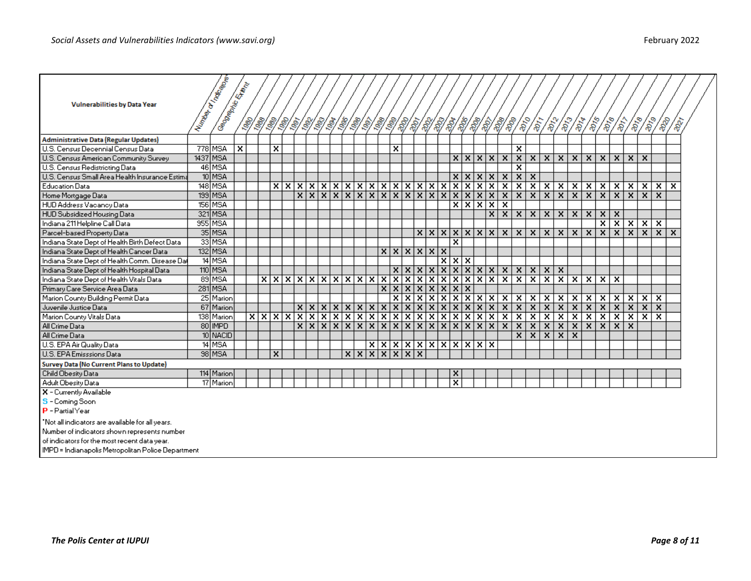| Vulnerabilities by Data Year | Number of Indicators* | Geographic Extent | 1980 | 1988 | 1989 | 1990 | 1991 | 1992 | 1993 | 1994 | 1995 | 1996 | 1997 | 1998 | 1999 | 2000 | 2001 | 2002 | 2003 | 2004 | 2005 | 2006 | 2007 | 2008 | 2009 | 2010 | 2011 | 2012 | 2013 | 2014 | 2015 | 2016 | 2017 | 2018 | 2019 | 2020 | 2021 |
|---|---|---|---|---|---|---|---|---|---|---|---|---|---|---|---|---|---|---|---|---|---|---|---|---|---|---|---|---|---|---|---|---|---|---|---|---|---|
| **Administrative Data (Regular Updates)** | | | | | | | | | | | | | | | | | | | | | | | | | | | | | | | | | | | | | |
| U.S. Census Decennial Census Data | 778 | MSA | X | | | X | | | | | | | | | | X | | | | | | | | | | X | | | | | | | | | | | |
| U.S. Census American Community Survey | 1437 | MSA | | | | | | | | | | | | | | | | | | | X | X | X | X | X | X | X | X | X | X | X | X | X | X | X | | |
| U.S. Census Redistricting Data | 46 | MSA | | | | | | | | | | | | | | | | | | | | | | | | X | | | | | | | | | | | |
| U.S. Census Small Area Health Insurance Estima | 10 | MSA | | | | | | | | | | | | | | | | | | | X | X | X | X | X | X | X | | | | | | | | | | |
| Education Data | 148 | MSA | | | | X | X | X | X | X | X | X | X | X | X | X | X | X | X | X | X | X | X | X | X | X | X | X | X | X | X | X | X | X | X | X | X |
| Home Mortgage Data | 199 | MSA | | | | | | X | X | X | X | X | X | X | X | X | X | X | X | X | X | X | X | X | X | X | X | X | X | X | X | X | X | X | X | X | |
| HUD Address Vacancy Data | 156 | MSA | | | | | | | | | | | | | | | | | | | X | X | X | X | X | | | | | | | | | | | | |
| HUD Subsidized Housing Data | 321 | MSA | | | | | | | | | | | | | | | | | | | | | | X | X | X | X | X | X | X | X | X | X | | | | |
| Indiana 211 Helpline Call Data | 955 | MSA | | | | | | | | | | | | | | | | | | | | | | | | | | | | | | X | X | X | X | X | |
| Parcel-based Property Data | 35 | MSA | | | | | | | | | | | | | | | | X | X | X | X | X | X | X | X | X | X | X | X | X | X | X | X | X | X | X | X |
| Indiana State Dept of Health Birth Defect Data | 33 | MSA | | | | | | | | | | | | | | | | | | | X | | | | | | | | | | | | | | | | |
| Indiana State Dept of Health Cancer Data | 132 | MSA | | | | | | | | | | | | | X | X | X | X | X | X | | | | | | | | | | | | | | | | | |
| Indiana State Dept of Health Comm. Disease Dat | 14 | MSA | | | | | | | | | | | | | | | | | | X | X | X | | | | | | | | | | | | | | | |
| Indiana State Dept of Health Hospital Data | 110 | MSA | | | | | | | | | | | | | | X | X | X | X | X | X | X | X | X | X | X | X | X | X | | | | | | | | |
| Indiana State Dept of Health Vitals Data | 89 | MSA | | | X | X | X | X | X | X | X | X | X | X | X | X | X | X | X | X | X | X | X | X | X | X | X | X | X | X | X | X | X | | | | |
| Primary Care Service Area Data | 281 | MSA | | | | | | | | | | | | | X | X | X | X | X | X | X | X | | | | | | | | | | | | | | | |
| Marion County Building Permit Data | 25 | Marion | | | | | | | | | | | | | | X | X | X | X | X | X | X | X | X | X | X | X | X | X | X | X | X | X | X | X | X | |
| Juvenile Justice Data | 67 | Marion | | | | | | X | X | X | X | X | X | X | X | X | X | X | X | X | X | X | X | X | X | X | X | X | X | X | X | X | X | X | X | X | |
| Marion County Vitals Data | 138 | Marion | | X | X | X | X | X | X | X | X | X | X | X | X | X | X | X | X | X | X | X | X | X | X | X | X | X | X | X | X | X | X | X | X | X | |
| All Crime Data | 80 | IMPD | | | | | | X | X | X | X | X | X | X | X | X | X | X | X | X | X | X | X | X | X | X | X | X | X | X | X | X | X | X | | | |
| All Crime Data | 10 | NACID | | | | | | | | | | | | | | | | | | | | | | | | X | X | X | X | X | | | | | | | |
| U.S. EPA Air Quality Data | 14 | MSA | | | | | | | | | | | | X | X | X | X | X | X | X | X | X | X | X | | | | | | | | | | | | | |
| U.S. EPA Emisssions Data | 98 | MSA | | | | X | | | | | | X | X | X | X | X | X | X | | | | | | | | | | | | | | | | | | | |
| **Survey Data (No Current Plans to Update)** | | | | | | | | | | | | | | | | | | | | | | | | | | | | | | | | | | | | | |
| Child Obesity Data | 114 | Marion | | | | | | | | | | | | | | | | | | | X | | | | | | | | | | | | | | | | |
| Adult Obesity Data | 17 | Marion | | | | | | | | | | | | | | | | | | | X | | | | | | | | | | | | | | | | |

**X** - Currently Available
**S** - Coming Soon
**P** - Partial Year

*Not all indicators are available for all years.
Number of indicators shown represents number of indicators for the most recent data year.
IMPD = Indianapolis Metropolitan Police Department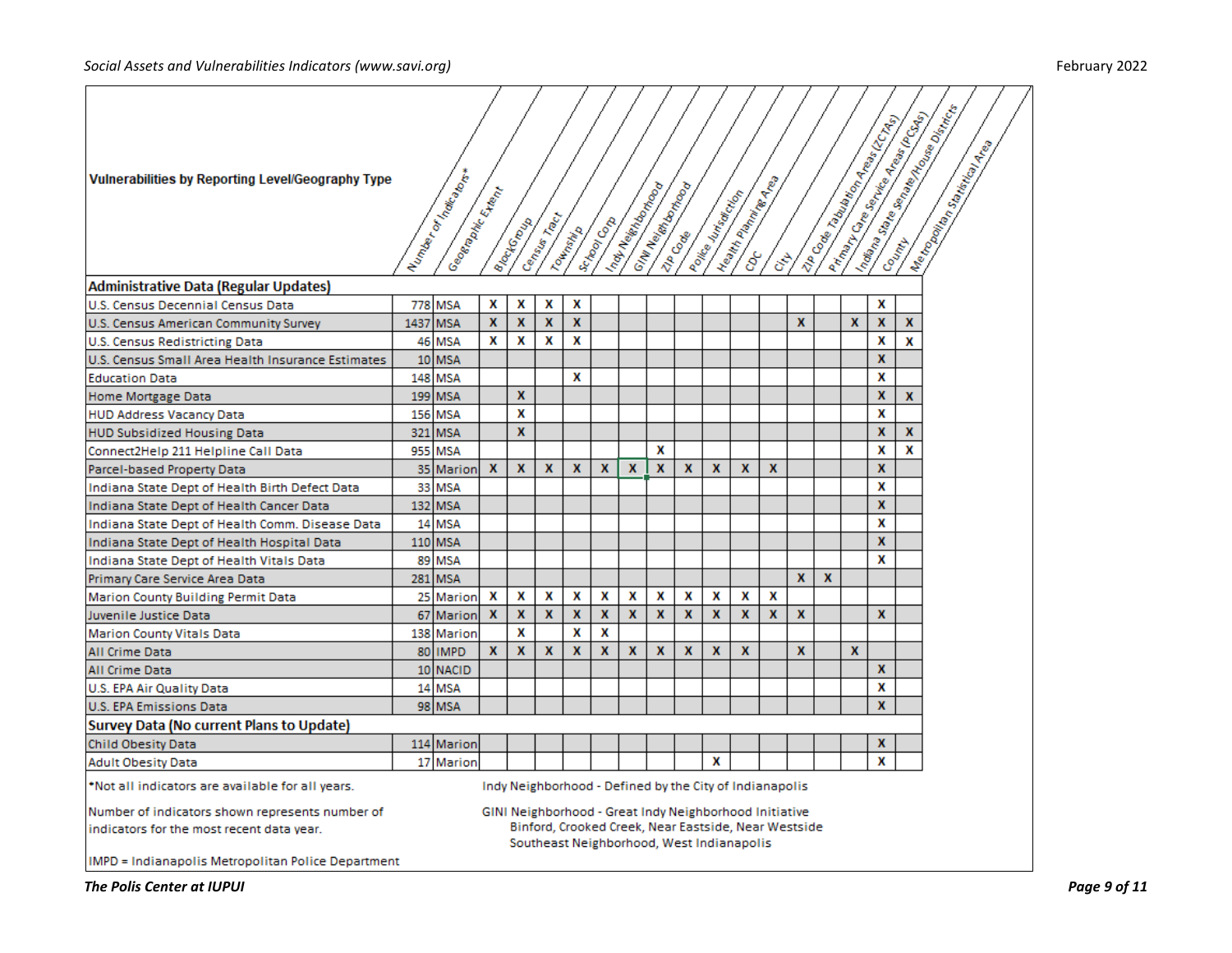| Vulnerabilities by Reporting Level/Geography Type | Number of Indicators* | Geographic Extent | Block Group | Census Tract | Township | School Corp | Indy Neighborhood | GINI Neighborhood | ZIP Code | Police Jurisdiction | Health Planning Area | CDC | City | ZIP Code Tabulation Areas (ZCTAs) | Primary Care Service Areas (PCSAs) | Indiana State Senate/House Districts | County | Metropolitan Statistical Area |
|---|---|---|---|---|---|---|---|---|---|---|---|---|---|---|---|---|---|---|
| **Administrative Data (Regular Updates)** | | | | | | | | | | | | | | | | | | |
| U.S. Census Decennial Census Data | 778 | MSA | X | X | X | X | | | | | | | | | | | X | |
| U.S. Census American Community Survey | 1437 | MSA | X | X | X | X | | | | | | | | X | | X | X | X |
| U.S. Census Redistricting Data | 46 | MSA | X | X | X | X | | | | | | | | | | | X | X |
| U.S. Census Small Area Health Insurance Estimates | 10 | MSA | | | | | | | | | | | | | | | X | |
| Education Data | 148 | MSA | | | | X | | | | | | | | | | | X | |
| Home Mortgage Data | 199 | MSA | | X | | | | | | | | | | | | | X | X |
| HUD Address Vacancy Data | 156 | MSA | | X | | | | | | | | | | | | | X | |
| HUD Subsidized Housing Data | 321 | MSA | | X | | | | | | | | | | | | | X | X |
| Connect2Help 211 Helpline Call Data | 955 | MSA | | | | | | | X | | | | | | | | X | X |
| Parcel-based Property Data | 35 | Marion | X | X | X | X | X | X | X | X | X | X | X | | | | X | |
| Indiana State Dept of Health Birth Defect Data | 33 | MSA | | | | | | | | | | | | | | | X | |
| Indiana State Dept of Health Cancer Data | 132 | MSA | | | | | | | | | | | | | | | X | |
| Indiana State Dept of Health Comm. Disease Data | 14 | MSA | | | | | | | | | | | | | | | X | |
| Indiana State Dept of Health Hospital Data | 110 | MSA | | | | | | | | | | | | | | | X | |
| Indiana State Dept of Health Vitals Data | 89 | MSA | | | | | | | | | | | | | | | X | |
| Primary Care Service Area Data | 281 | MSA | | | | | | | | | | | | X | X | | | |
| Marion County Building Permit Data | 25 | Marion | X | X | X | X | X | X | X | X | X | X | X | | | | | |
| Juvenile Justice Data | 67 | Marion | X | X | X | X | X | X | X | X | X | X | X | X | | | X | |
| Marion County Vitals Data | 138 | Marion | | X | | X | X | | | | | | | | | | | |
| All Crime Data | 80 | IMPD | X | X | X | X | X | X | X | X | X | X | | X | | X | | |
| All Crime Data | 10 | NACID | | | | | | | | | | | | | | | X | |
| U.S. EPA Air Quality Data | 14 | MSA | | | | | | | | | | | | | | | X | |
| U.S. EPA Emissions Data | 98 | MSA | | | | | | | | | | | | | | | X | |
| **Survey Data (No current Plans to Update)** | | | | | | | | | | | | | | | | | | |
| Child Obesity Data | 114 | Marion | | | | | | | | | | | | | | | X | |
| Adult Obesity Data | 17 | Marion | | | | | | | | | X | | | | | | X | |

*Not all indicators are available for all years.

Number of indicators shown represents number of indicators for the most recent data year.

IMPD = Indianapolis Metropolitan Police Department

Indy Neighborhood - Defined by the City of Indianapolis

GINI Neighborhood - Great Indy Neighborhood Initiative
Binford, Crooked Creek, Near Eastside, Near Westside
Southeast Neighborhood, West Indianapolis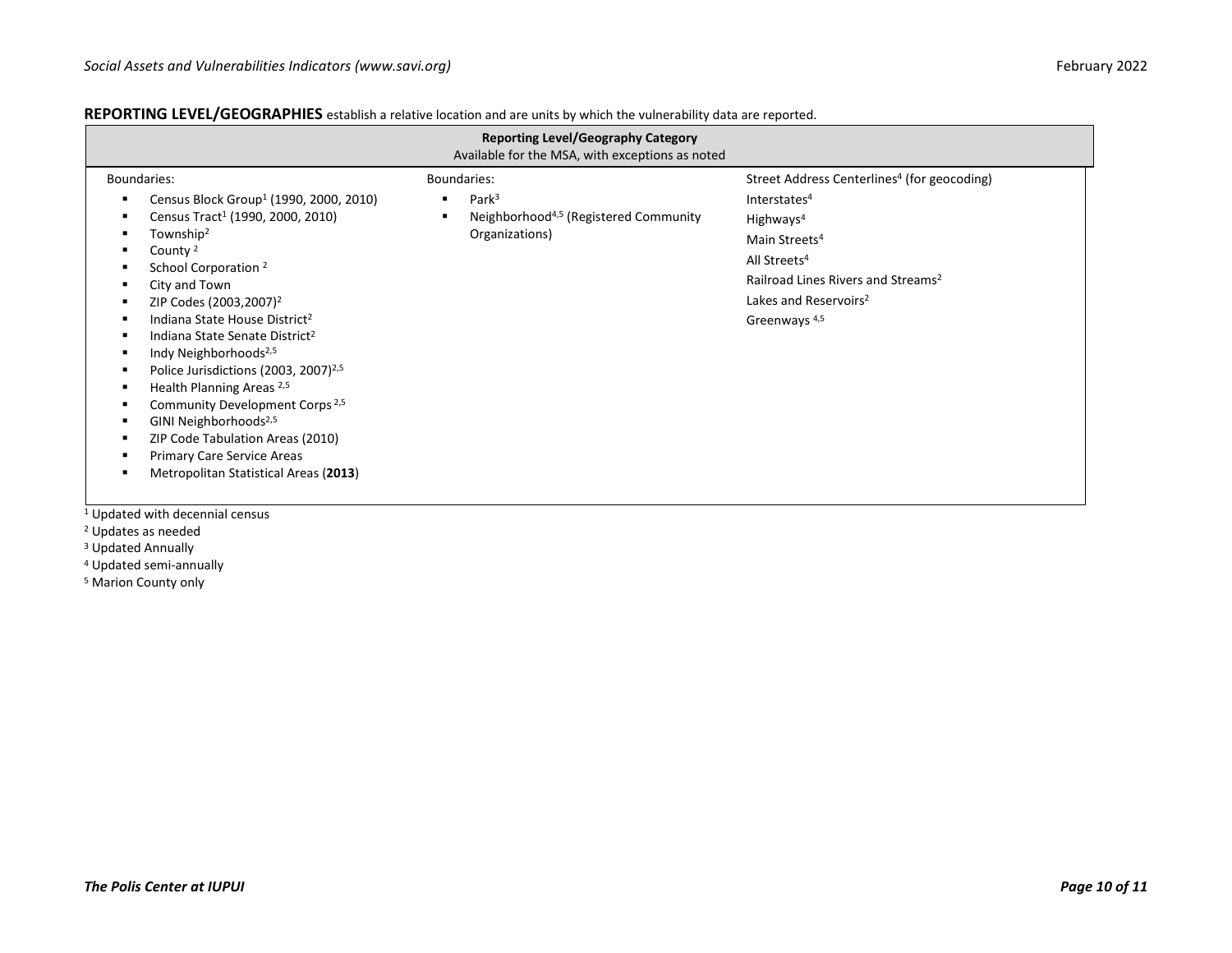**REPORTING LEVEL/GEOGRAPHIES** establish a relative location and are units by which the vulnerability data are reported.

| Reporting Level/Geography Category<br>Available for the MSA, with exceptions as noted | | |
|---|---|---|
| Boundaries:<br>▪ Census Block Group[1] (1990, 2000, 2010)<br>▪ Census Tract[1] (1990, 2000, 2010)<br>▪ Township[2]<br>▪ County [2]<br>▪ School Corporation [2]<br>▪ City and Town<br>▪ ZIP Codes (2003,2007)[2]<br>▪ Indiana State House District[2]<br>▪ Indiana State Senate District[2]<br>▪ Indy Neighborhoods[2,5]<br>▪ Police Jurisdictions (2003, 2007)[2,5]<br>▪ Health Planning Areas [2,5]<br>▪ Community Development Corps [2,5]<br>▪ GINI Neighborhoods[2,5]<br>▪ ZIP Code Tabulation Areas (2010)<br>▪ Primary Care Service Areas<br>▪ Metropolitan Statistical Areas (**2013**) | Boundaries:<br>▪ Park[3]<br>▪ Neighborhood[4,5] (Registered Community Organizations) | Street Address Centerlines[4] (for geocoding)<br>Interstates[4]<br>Highways[4]<br>Main Streets[4]<br>All Streets[4]<br>Railroad Lines Rivers and Streams[2]<br>Lakes and Reservoirs[2]<br>Greenways [4,5] |

[1] Updated with decennial census
[2] Updates as needed
[3] Updated Annually
[4] Updated semi-annually
[5] Marion County only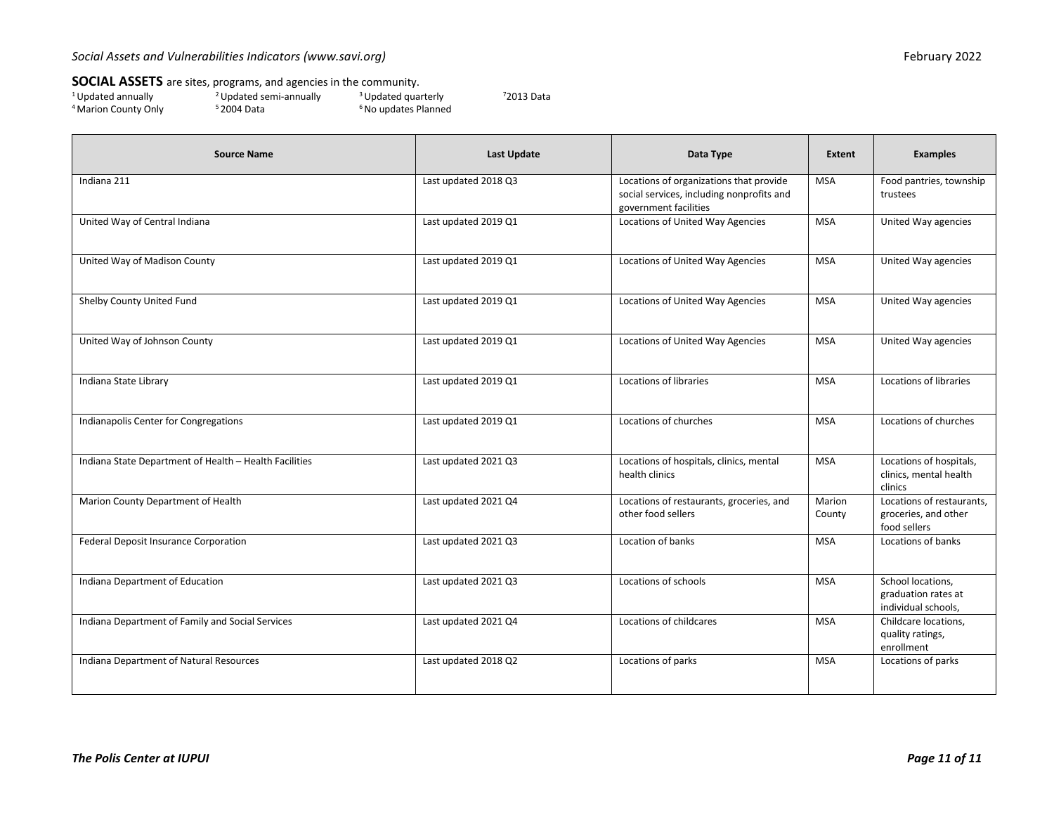**SOCIAL ASSETS** are sites, programs, and agencies in the community.

[1] Updated annually [2] Updated semi-annually [3] Updated quarterly [7] 2013 Data
[4] Marion County Only [5] 2004 Data [6] No updates Planned

| Source Name | Last Update | Data Type | Extent | Examples |
|---|---|---|---|---|
| Indiana 211 | Last updated 2018 Q3 | Locations of organizations that provide social services, including nonprofits and government facilities | MSA | Food pantries, township trustees |
| United Way of Central Indiana | Last updated 2019 Q1 | Locations of United Way Agencies | MSA | United Way agencies |
| United Way of Madison County | Last updated 2019 Q1 | Locations of United Way Agencies | MSA | United Way agencies |
| Shelby County United Fund | Last updated 2019 Q1 | Locations of United Way Agencies | MSA | United Way agencies |
| United Way of Johnson County | Last updated 2019 Q1 | Locations of United Way Agencies | MSA | United Way agencies |
| Indiana State Library | Last updated 2019 Q1 | Locations of libraries | MSA | Locations of libraries |
| Indianapolis Center for Congregations | Last updated 2019 Q1 | Locations of churches | MSA | Locations of churches |
| Indiana State Department of Health – Health Facilities | Last updated 2021 Q3 | Locations of hospitals, clinics, mental health clinics | MSA | Locations of hospitals, clinics, mental health clinics |
| Marion County Department of Health | Last updated 2021 Q4 | Locations of restaurants, groceries, and other food sellers | Marion County | Locations of restaurants, groceries, and other food sellers |
| Federal Deposit Insurance Corporation | Last updated 2021 Q3 | Location of banks | MSA | Locations of banks |
| Indiana Department of Education | Last updated 2021 Q3 | Locations of schools | MSA | School locations, graduation rates at individual schools, |
| Indiana Department of Family and Social Services | Last updated 2021 Q4 | Locations of childcares | MSA | Childcare locations, quality ratings, enrollment |
| Indiana Department of Natural Resources | Last updated 2018 Q2 | Locations of parks | MSA | Locations of parks |